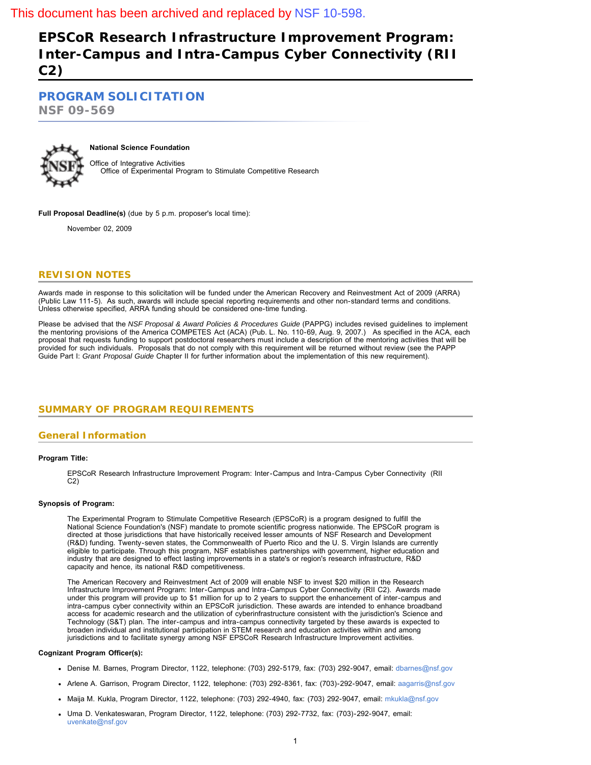This document has been archived and replaced by NSF 10-598.

# EPSCoR Research Infrastructure Improvement Program: Inter-Campus and Intra-Campus Cyber Connectivity (RII C2)

## PROGRAM SOLICITATION

**NSF 09-569**

**National Science Foundation**

Office of Integrative Activities
Office of Experimental Program to Stimulate Competitive Research

**Full Proposal Deadline(s)** (due by 5 p.m. proposer's local time):

November 02, 2009

## REVISION NOTES

Awards made in response to this solicitation will be funded under the American Recovery and Reinvestment Act of 2009 (ARRA) (Public Law 111-5). As such, awards will include special reporting requirements and other non-standard terms and conditions. Unless otherwise specified, ARRA funding should be considered one-time funding.

Please be advised that the *NSF Proposal & Award Policies & Procedures Guide* (PAPPG) includes revised guidelines to implement the mentoring provisions of the America COMPETES Act (ACA) (Pub. L. No. 110-69, Aug. 9, 2007.) As specified in the ACA, each proposal that requests funding to support postdoctoral researchers must include a description of the mentoring activities that will be provided for such individuals. Proposals that do not comply with this requirement will be returned without review (see the PAPP Guide Part I: *Grant Proposal Guide* Chapter II for further information about the implementation of this new requirement).

## SUMMARY OF PROGRAM REQUIREMENTS

### General Information

**Program Title:**

EPSCoR Research Infrastructure Improvement Program: Inter-Campus and Intra-Campus Cyber Connectivity (RII C2)

**Synopsis of Program:**

The Experimental Program to Stimulate Competitive Research (EPSCoR) is a program designed to fulfill the National Science Foundation's (NSF) mandate to promote scientific progress nationwide. The EPSCoR program is directed at those jurisdictions that have historically received lesser amounts of NSF Research and Development (R&D) funding. Twenty-seven states, the Commonwealth of Puerto Rico and the U. S. Virgin Islands are currently eligible to participate. Through this program, NSF establishes partnerships with government, higher education and industry that are designed to effect lasting improvements in a state's or region's research infrastructure, R&D capacity and hence, its national R&D competitiveness.

The American Recovery and Reinvestment Act of 2009 will enable NSF to invest $20 million in the Research Infrastructure Improvement Program: Inter-Campus and Intra-Campus Cyber Connectivity (RII C2). Awards made under this program will provide up to $1 million for up to 2 years to support the enhancement of inter-campus and intra-campus cyber connectivity within an EPSCoR jurisdiction. These awards are intended to enhance broadband access for academic research and the utilization of cyberinfrastructure consistent with the jurisdiction's Science and Technology (S&T) plan. The inter-campus and intra-campus connectivity targeted by these awards is expected to broaden individual and institutional participation in STEM research and education activities within and among jurisdictions and to facilitate synergy among NSF EPSCoR Research Infrastructure Improvement activities.

**Cognizant Program Officer(s):**

- Denise M. Barnes, Program Director, 1122, telephone: (703) 292-5179, fax: (703) 292-9047, email: dbarnes@nsf.gov
- Arlene A. Garrison, Program Director, 1122, telephone: (703) 292-8361, fax: (703)-292-9047, email: aagarris@nsf.gov
- Maija M. Kukla, Program Director, 1122, telephone: (703) 292-4940, fax: (703) 292-9047, email: mkukla@nsf.gov
- Uma D. Venkateswaran, Program Director, 1122, telephone: (703) 292-7732, fax: (703)-292-9047, email: uvenkate@nsf.gov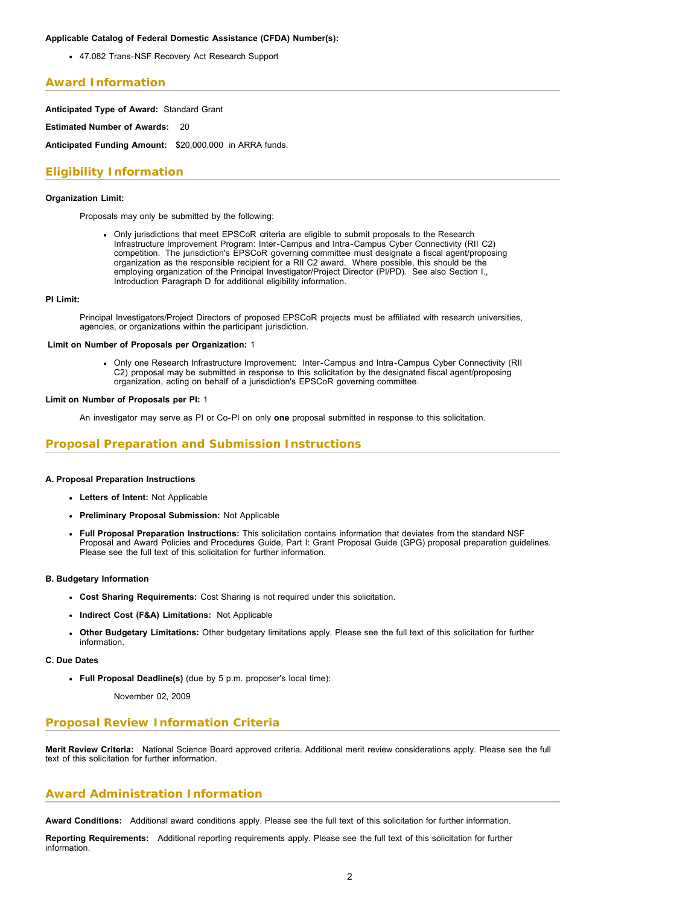**Applicable Catalog of Federal Domestic Assistance (CFDA) Number(s):**

- 47.082 Trans-NSF Recovery Act Research Support

## Award Information

**Anticipated Type of Award:** Standard Grant

**Estimated Number of Awards:** 20

**Anticipated Funding Amount:** $20,000,000 in ARRA funds.

## Eligibility Information

**Organization Limit:**

Proposals may only be submitted by the following:

- Only jurisdictions that meet EPSCoR criteria are eligible to submit proposals to the Research Infrastructure Improvement Program: Inter-Campus and Intra-Campus Cyber Connectivity (RII C2) competition. The jurisdiction's EPSCoR governing committee must designate a fiscal agent/proposing organization as the responsible recipient for a RII C2 award. Where possible, this should be the employing organization of the Principal Investigator/Project Director (PI/PD). See also Section I., Introduction Paragraph D for additional eligibility information.

**PI Limit:**

Principal Investigators/Project Directors of proposed EPSCoR projects must be affiliated with research universities, agencies, or organizations within the participant jurisdiction.

**Limit on Number of Proposals per Organization:** 1

- Only one Research Infrastructure Improvement: Inter-Campus and Intra-Campus Cyber Connectivity (RII C2) proposal may be submitted in response to this solicitation by the designated fiscal agent/proposing organization, acting on behalf of a jurisdiction's EPSCoR governing committee.

**Limit on Number of Proposals per PI:** 1

An investigator may serve as PI or Co-PI on only **one** proposal submitted in response to this solicitation.

## Proposal Preparation and Submission Instructions

**A. Proposal Preparation Instructions**

- **Letters of Intent:** Not Applicable
- **Preliminary Proposal Submission:** Not Applicable
- **Full Proposal Preparation Instructions:** This solicitation contains information that deviates from the standard NSF Proposal and Award Policies and Procedures Guide, Part I: Grant Proposal Guide (GPG) proposal preparation guidelines. Please see the full text of this solicitation for further information.

**B. Budgetary Information**

- **Cost Sharing Requirements:** Cost Sharing is not required under this solicitation.
- **Indirect Cost (F&A) Limitations:** Not Applicable
- **Other Budgetary Limitations:** Other budgetary limitations apply. Please see the full text of this solicitation for further information.

**C. Due Dates**

- **Full Proposal Deadline(s)** (due by 5 p.m. proposer's local time):

  November 02, 2009

## Proposal Review Information Criteria

**Merit Review Criteria:** National Science Board approved criteria. Additional merit review considerations apply. Please see the full text of this solicitation for further information.

## Award Administration Information

**Award Conditions:** Additional award conditions apply. Please see the full text of this solicitation for further information.

**Reporting Requirements:** Additional reporting requirements apply. Please see the full text of this solicitation for further information.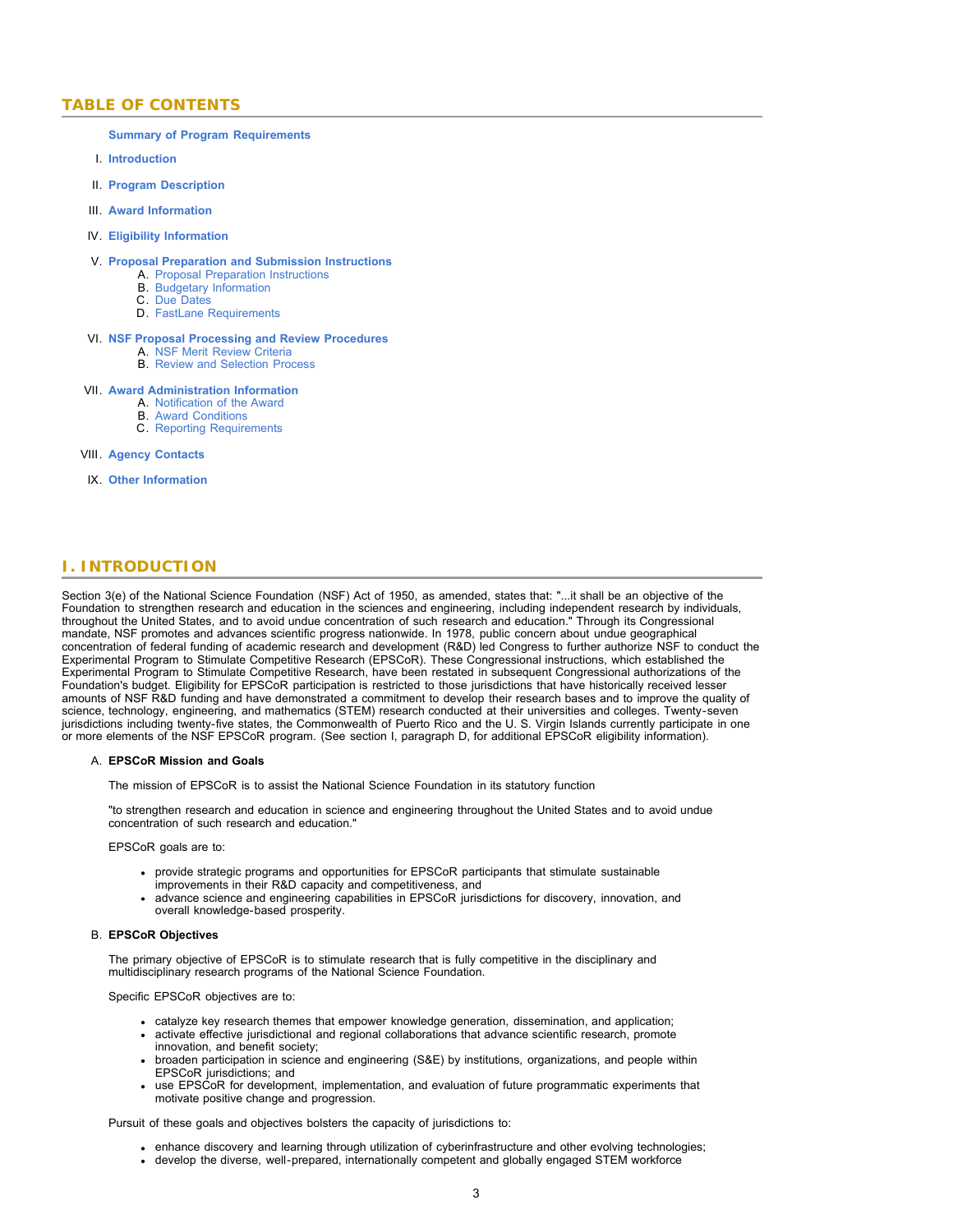## TABLE OF CONTENTS

**Summary of Program Requirements**

I. **Introduction**

II. **Program Description**

III. **Award Information**

IV. **Eligibility Information**

V. **Proposal Preparation and Submission Instructions**
   A. Proposal Preparation Instructions
   B. Budgetary Information
   C. Due Dates
   D. FastLane Requirements

VI. **NSF Proposal Processing and Review Procedures**
   A. NSF Merit Review Criteria
   B. Review and Selection Process

VII. **Award Administration Information**
   A. Notification of the Award
   B. Award Conditions
   C. Reporting Requirements

VIII. **Agency Contacts**

IX. **Other Information**

## I. INTRODUCTION

Section 3(e) of the National Science Foundation (NSF) Act of 1950, as amended, states that: "...it shall be an objective of the Foundation to strengthen research and education in the sciences and engineering, including independent research by individuals, throughout the United States, and to avoid undue concentration of such research and education." Through its Congressional mandate, NSF promotes and advances scientific progress nationwide. In 1978, public concern about undue geographical concentration of federal funding of academic research and development (R&D) led Congress to further authorize NSF to conduct the Experimental Program to Stimulate Competitive Research (EPSCoR). These Congressional instructions, which established the Experimental Program to Stimulate Competitive Research, have been restated in subsequent Congressional authorizations of the Foundation's budget. Eligibility for EPSCoR participation is restricted to those jurisdictions that have historically received lesser amounts of NSF R&D funding and have demonstrated a commitment to develop their research bases and to improve the quality of science, technology, engineering, and mathematics (STEM) research conducted at their universities and colleges. Twenty-seven jurisdictions including twenty-five states, the Commonwealth of Puerto Rico and the U. S. Virgin Islands currently participate in one or more elements of the NSF EPSCoR program. (See section I, paragraph D, for additional EPSCoR eligibility information).

### A. EPSCoR Mission and Goals

The mission of EPSCoR is to assist the National Science Foundation in its statutory function

"to strengthen research and education in science and engineering throughout the United States and to avoid undue concentration of such research and education."

EPSCoR goals are to:

- provide strategic programs and opportunities for EPSCoR participants that stimulate sustainable improvements in their R&D capacity and competitiveness, and
- advance science and engineering capabilities in EPSCoR jurisdictions for discovery, innovation, and overall knowledge-based prosperity.

### B. EPSCoR Objectives

The primary objective of EPSCoR is to stimulate research that is fully competitive in the disciplinary and multidisciplinary research programs of the National Science Foundation.

Specific EPSCoR objectives are to:

- catalyze key research themes that empower knowledge generation, dissemination, and application;
- activate effective jurisdictional and regional collaborations that advance scientific research, promote innovation, and benefit society;
- broaden participation in science and engineering (S&E) by institutions, organizations, and people within EPSCoR jurisdictions; and
- use EPSCoR for development, implementation, and evaluation of future programmatic experiments that motivate positive change and progression.

Pursuit of these goals and objectives bolsters the capacity of jurisdictions to:

- enhance discovery and learning through utilization of cyberinfrastructure and other evolving technologies;
- develop the diverse, well-prepared, internationally competent and globally engaged STEM workforce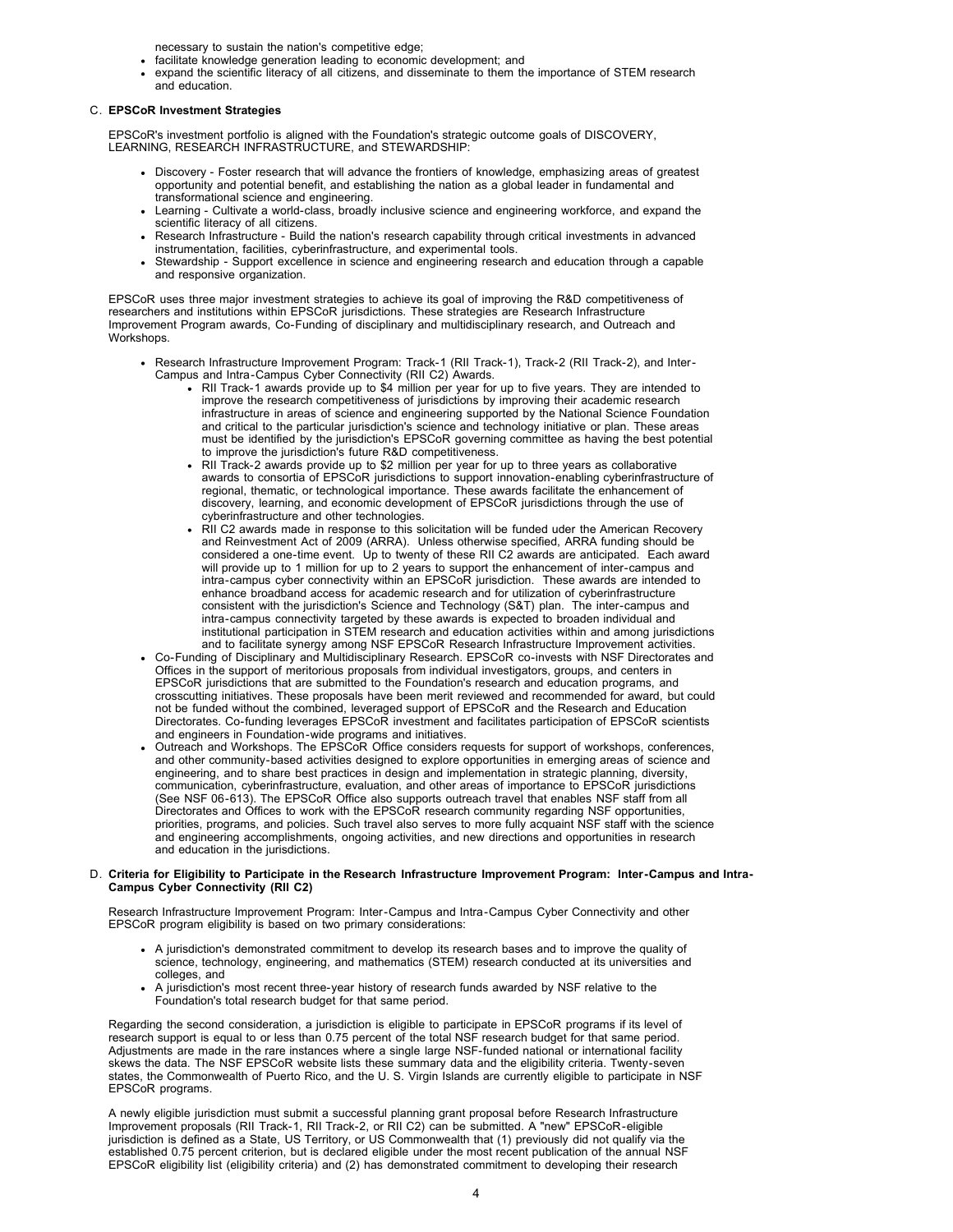necessary to sustain the nation's competitive edge;

- facilitate knowledge generation leading to economic development; and
- expand the scientific literacy of all citizens, and disseminate to them the importance of STEM research and education.

C. **EPSCoR Investment Strategies**

EPSCoR's investment portfolio is aligned with the Foundation's strategic outcome goals of DISCOVERY, LEARNING, RESEARCH INFRASTRUCTURE, and STEWARDSHIP:

- Discovery - Foster research that will advance the frontiers of knowledge, emphasizing areas of greatest opportunity and potential benefit, and establishing the nation as a global leader in fundamental and transformational science and engineering.
- Learning - Cultivate a world-class, broadly inclusive science and engineering workforce, and expand the scientific literacy of all citizens.
- Research Infrastructure - Build the nation's research capability through critical investments in advanced instrumentation, facilities, cyberinfrastructure, and experimental tools.
- Stewardship - Support excellence in science and engineering research and education through a capable and responsive organization.

EPSCoR uses three major investment strategies to achieve its goal of improving the R&D competitiveness of researchers and institutions within EPSCoR jurisdictions. These strategies are Research Infrastructure Improvement Program awards, Co-Funding of disciplinary and multidisciplinary research, and Outreach and Workshops.

- Research Infrastructure Improvement Program: Track-1 (RII Track-1), Track-2 (RII Track-2), and Inter-Campus and Intra-Campus Cyber Connectivity (RII C2) Awards.
  - RII Track-1 awards provide up to $4 million per year for up to five years. They are intended to improve the research competitiveness of jurisdictions by improving their academic research infrastructure in areas of science and engineering supported by the National Science Foundation and critical to the particular jurisdiction's science and technology initiative or plan. These areas must be identified by the jurisdiction's EPSCoR governing committee as having the best potential to improve the jurisdiction's future R&D competitiveness.
  - RII Track-2 awards provide up to $2 million per year for up to three years as collaborative awards to consortia of EPSCoR jurisdictions to support innovation-enabling cyberinfrastructure of regional, thematic, or technological importance. These awards facilitate the enhancement of discovery, learning, and economic development of EPSCoR jurisdictions through the use of cyberinfrastructure and other technologies.
  - RII C2 awards made in response to this solicitation will be funded uder the American Recovery and Reinvestment Act of 2009 (ARRA). Unless otherwise specified, ARRA funding should be considered a one-time event. Up to twenty of these RII C2 awards are anticipated. Each award will provide up to 1 million for up to 2 years to support the enhancement of inter-campus and intra-campus cyber connectivity within an EPSCoR jurisdiction. These awards are intended to enhance broadband access for academic research and for utilization of cyberinfrastructure consistent with the jurisdiction's Science and Technology (S&T) plan. The inter-campus and intra-campus connectivity targeted by these awards is expected to broaden individual and institutional participation in STEM research and education activities within and among jurisdictions and to facilitate synergy among NSF EPSCoR Research Infrastructure Improvement activities.
- Co-Funding of Disciplinary and Multidisciplinary Research. EPSCoR co-invests with NSF Directorates and Offices in the support of meritorious proposals from individual investigators, groups, and centers in EPSCoR jurisdictions that are submitted to the Foundation's research and education programs, and crosscutting initiatives. These proposals have been merit reviewed and recommended for award, but could not be funded without the combined, leveraged support of EPSCoR and the Research and Education Directorates. Co-funding leverages EPSCoR investment and facilitates participation of EPSCoR scientists and engineers in Foundation-wide programs and initiatives.
- Outreach and Workshops. The EPSCoR Office considers requests for support of workshops, conferences, and other community-based activities designed to explore opportunities in emerging areas of science and engineering, and to share best practices in design and implementation in strategic planning, diversity, communication, cyberinfrastructure, evaluation, and other areas of importance to EPSCoR jurisdictions (See NSF 06-613). The EPSCoR Office also supports outreach travel that enables NSF staff from all Directorates and Offices to work with the EPSCoR research community regarding NSF opportunities, priorities, programs, and policies. Such travel also serves to more fully acquaint NSF staff with the science and engineering accomplishments, ongoing activities, and new directions and opportunities in research and education in the jurisdictions.

D. **Criteria for Eligibility to Participate in the Research Infrastructure Improvement Program: Inter-Campus and Intra-Campus Cyber Connectivity (RII C2)**

Research Infrastructure Improvement Program: Inter-Campus and Intra-Campus Cyber Connectivity and other EPSCoR program eligibility is based on two primary considerations:

- A jurisdiction's demonstrated commitment to develop its research bases and to improve the quality of science, technology, engineering, and mathematics (STEM) research conducted at its universities and colleges, and
- A jurisdiction's most recent three-year history of research funds awarded by NSF relative to the Foundation's total research budget for that same period.

Regarding the second consideration, a jurisdiction is eligible to participate in EPSCoR programs if its level of research support is equal to or less than 0.75 percent of the total NSF research budget for that same period. Adjustments are made in the rare instances where a single large NSF-funded national or international facility skews the data. The NSF EPSCoR website lists these summary data and the eligibility criteria. Twenty-seven states, the Commonwealth of Puerto Rico, and the U. S. Virgin Islands are currently eligible to participate in NSF EPSCoR programs.

A newly eligible jurisdiction must submit a successful planning grant proposal before Research Infrastructure Improvement proposals (RII Track-1, RII Track-2, or RII C2) can be submitted. A "new" EPSCoR-eligible jurisdiction is defined as a State, US Territory, or US Commonwealth that (1) previously did not qualify via the established 0.75 percent criterion, but is declared eligible under the most recent publication of the annual NSF EPSCoR eligibility list (eligibility criteria) and (2) has demonstrated commitment to developing their research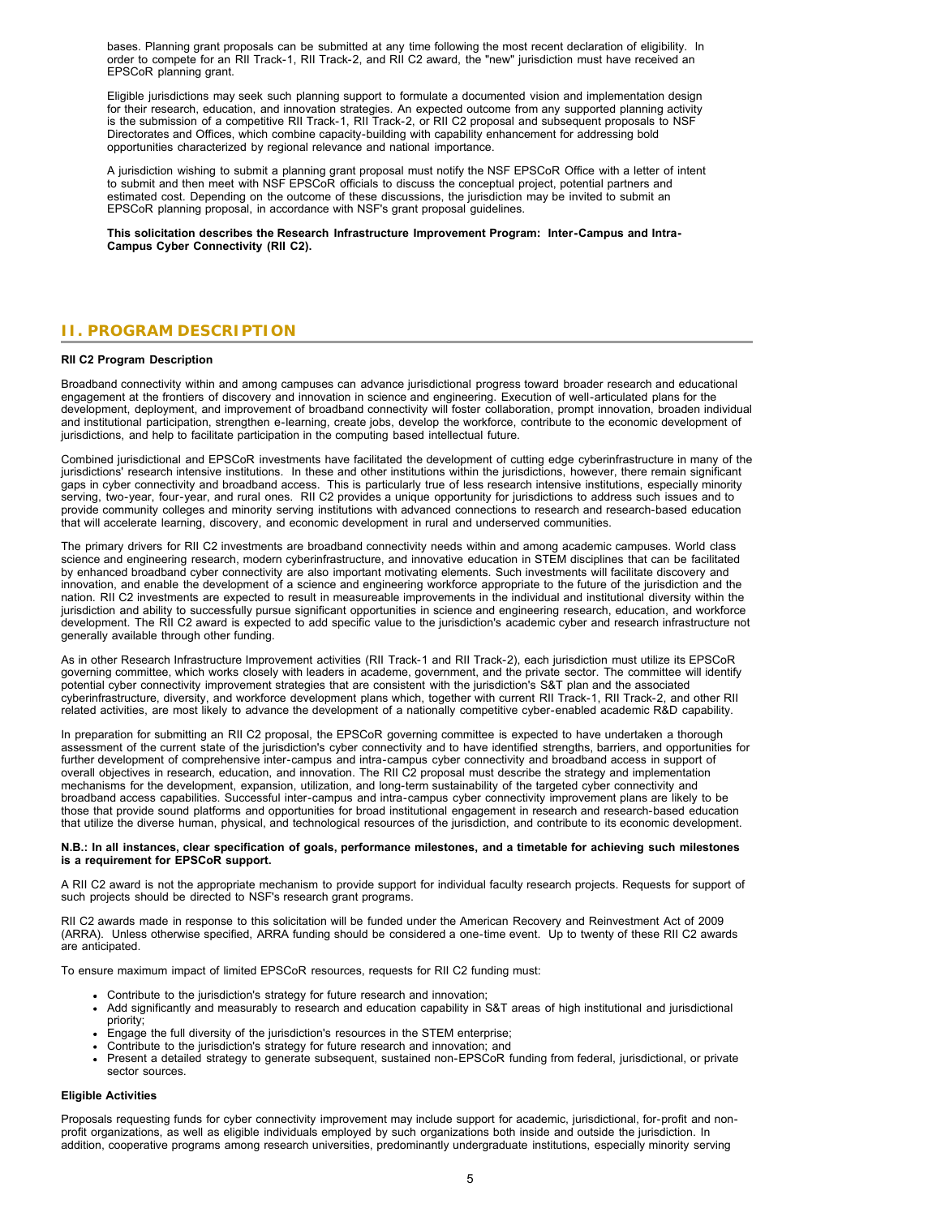bases. Planning grant proposals can be submitted at any time following the most recent declaration of eligibility. In order to compete for an RII Track-1, RII Track-2, and RII C2 award, the "new" jurisdiction must have received an EPSCoR planning grant.

Eligible jurisdictions may seek such planning support to formulate a documented vision and implementation design for their research, education, and innovation strategies. An expected outcome from any supported planning activity is the submission of a competitive RII Track-1, RII Track-2, or RII C2 proposal and subsequent proposals to NSF Directorates and Offices, which combine capacity-building with capability enhancement for addressing bold opportunities characterized by regional relevance and national importance.

A jurisdiction wishing to submit a planning grant proposal must notify the NSF EPSCoR Office with a letter of intent to submit and then meet with NSF EPSCoR officials to discuss the conceptual project, potential partners and estimated cost. Depending on the outcome of these discussions, the jurisdiction may be invited to submit an EPSCoR planning proposal, in accordance with NSF's grant proposal guidelines.

**This solicitation describes the Research Infrastructure Improvement Program: Inter-Campus and Intra-Campus Cyber Connectivity (RII C2).**

## II. PROGRAM DESCRIPTION

**RII C2 Program Description**

Broadband connectivity within and among campuses can advance jurisdictional progress toward broader research and educational engagement at the frontiers of discovery and innovation in science and engineering. Execution of well-articulated plans for the development, deployment, and improvement of broadband connectivity will foster collaboration, prompt innovation, broaden individual and institutional participation, strengthen e-learning, create jobs, develop the workforce, contribute to the economic development of jurisdictions, and help to facilitate participation in the computing based intellectual future.

Combined jurisdictional and EPSCoR investments have facilitated the development of cutting edge cyberinfrastructure in many of the jurisdictions' research intensive institutions. In these and other institutions within the jurisdictions, however, there remain significant gaps in cyber connectivity and broadband access. This is particularly true of less research intensive institutions, especially minority serving, two-year, four-year, and rural ones. RII C2 provides a unique opportunity for jurisdictions to address such issues and to provide community colleges and minority serving institutions with advanced connections to research and research-based education that will accelerate learning, discovery, and economic development in rural and underserved communities.

The primary drivers for RII C2 investments are broadband connectivity needs within and among academic campuses. World class science and engineering research, modern cyberinfrastructure, and innovative education in STEM disciplines that can be facilitated by enhanced broadband cyber connectivity are also important motivating elements. Such investments will facilitate discovery and innovation, and enable the development of a science and engineering workforce appropriate to the future of the jurisdiction and the nation. RII C2 investments are expected to result in measureable improvements in the individual and institutional diversity within the jurisdiction and ability to successfully pursue significant opportunities in science and engineering research, education, and workforce development. The RII C2 award is expected to add specific value to the jurisdiction's academic cyber and research infrastructure not generally available through other funding.

As in other Research Infrastructure Improvement activities (RII Track-1 and RII Track-2), each jurisdiction must utilize its EPSCoR governing committee, which works closely with leaders in academe, government, and the private sector. The committee will identify potential cyber connectivity improvement strategies that are consistent with the jurisdiction's S&T plan and the associated cyberinfrastructure, diversity, and workforce development plans which, together with current RII Track-1, RII Track-2, and other RII related activities, are most likely to advance the development of a nationally competitive cyber-enabled academic R&D capability.

In preparation for submitting an RII C2 proposal, the EPSCoR governing committee is expected to have undertaken a thorough assessment of the current state of the jurisdiction's cyber connectivity and to have identified strengths, barriers, and opportunities for further development of comprehensive inter-campus and intra-campus cyber connectivity and broadband access in support of overall objectives in research, education, and innovation. The RII C2 proposal must describe the strategy and implementation mechanisms for the development, expansion, utilization, and long-term sustainability of the targeted cyber connectivity and broadband access capabilities. Successful inter-campus and intra-campus cyber connectivity improvement plans are likely to be those that provide sound platforms and opportunities for broad institutional engagement in research and research-based education that utilize the diverse human, physical, and technological resources of the jurisdiction, and contribute to its economic development.

**N.B.: In all instances, clear specification of goals, performance milestones, and a timetable for achieving such milestones is a requirement for EPSCoR support.**

A RII C2 award is not the appropriate mechanism to provide support for individual faculty research projects. Requests for support of such projects should be directed to NSF's research grant programs.

RII C2 awards made in response to this solicitation will be funded under the American Recovery and Reinvestment Act of 2009 (ARRA). Unless otherwise specified, ARRA funding should be considered a one-time event. Up to twenty of these RII C2 awards are anticipated.

To ensure maximum impact of limited EPSCoR resources, requests for RII C2 funding must:

- Contribute to the jurisdiction's strategy for future research and innovation;
- Add significantly and measurably to research and education capability in S&T areas of high institutional and jurisdictional priority;
- Engage the full diversity of the jurisdiction's resources in the STEM enterprise;
- Contribute to the jurisdiction's strategy for future research and innovation; and
- Present a detailed strategy to generate subsequent, sustained non-EPSCoR funding from federal, jurisdictional, or private sector sources.

**Eligible Activities**

Proposals requesting funds for cyber connectivity improvement may include support for academic, jurisdictional, for-profit and non-profit organizations, as well as eligible individuals employed by such organizations both inside and outside the jurisdiction. In addition, cooperative programs among research universities, predominantly undergraduate institutions, especially minority serving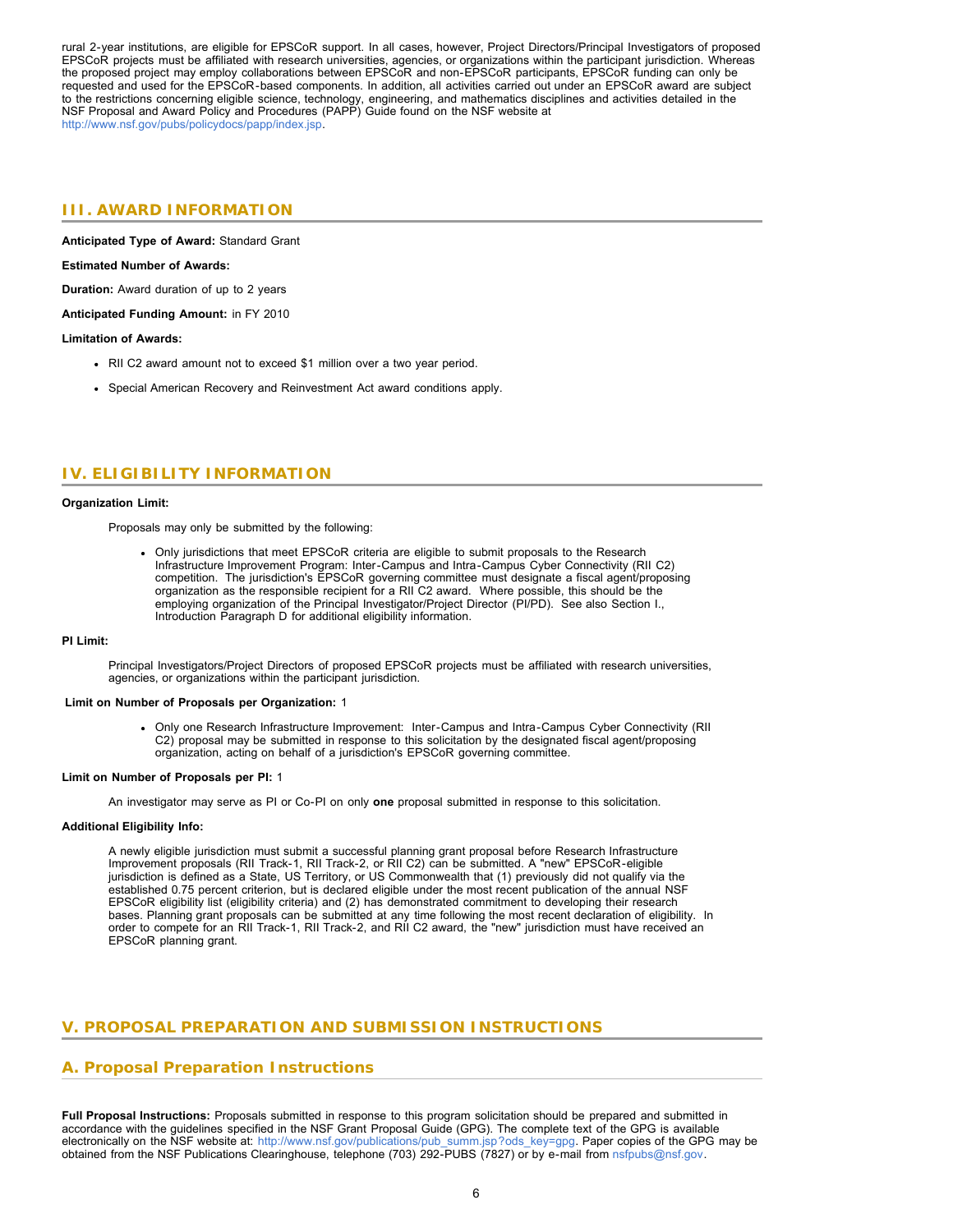rural 2-year institutions, are eligible for EPSCoR support. In all cases, however, Project Directors/Principal Investigators of proposed EPSCoR projects must be affiliated with research universities, agencies, or organizations within the participant jurisdiction. Whereas the proposed project may employ collaborations between EPSCoR and non-EPSCoR participants, EPSCoR funding can only be requested and used for the EPSCoR-based components. In addition, all activities carried out under an EPSCoR award are subject to the restrictions concerning eligible science, technology, engineering, and mathematics disciplines and activities detailed in the NSF Proposal and Award Policy and Procedures (PAPP) Guide found on the NSF website at http://www.nsf.gov/pubs/policydocs/papp/index.jsp.

## III. AWARD INFORMATION

**Anticipated Type of Award:** Standard Grant

**Estimated Number of Awards:**

**Duration:** Award duration of up to 2 years

**Anticipated Funding Amount:** in FY 2010

**Limitation of Awards:**

- RII C2 award amount not to exceed $1 million over a two year period.
- Special American Recovery and Reinvestment Act award conditions apply.

## IV. ELIGIBILITY INFORMATION

**Organization Limit:**

Proposals may only be submitted by the following:

- Only jurisdictions that meet EPSCoR criteria are eligible to submit proposals to the Research Infrastructure Improvement Program: Inter-Campus and Intra-Campus Cyber Connectivity (RII C2) competition. The jurisdiction's EPSCoR governing committee must designate a fiscal agent/proposing organization as the responsible recipient for a RII C2 award. Where possible, this should be the employing organization of the Principal Investigator/Project Director (PI/PD). See also Section I., Introduction Paragraph D for additional eligibility information.

**PI Limit:**

Principal Investigators/Project Directors of proposed EPSCoR projects must be affiliated with research universities, agencies, or organizations within the participant jurisdiction.

**Limit on Number of Proposals per Organization:** 1

- Only one Research Infrastructure Improvement: Inter-Campus and Intra-Campus Cyber Connectivity (RII C2) proposal may be submitted in response to this solicitation by the designated fiscal agent/proposing organization, acting on behalf of a jurisdiction's EPSCoR governing committee.

**Limit on Number of Proposals per PI:** 1

An investigator may serve as PI or Co-PI on only **one** proposal submitted in response to this solicitation.

**Additional Eligibility Info:**

A newly eligible jurisdiction must submit a successful planning grant proposal before Research Infrastructure Improvement proposals (RII Track-1, RII Track-2, or RII C2) can be submitted. A "new" EPSCoR-eligible jurisdiction is defined as a State, US Territory, or US Commonwealth that (1) previously did not qualify via the established 0.75 percent criterion, but is declared eligible under the most recent publication of the annual NSF EPSCoR eligibility list (eligibility criteria) and (2) has demonstrated commitment to developing their research bases. Planning grant proposals can be submitted at any time following the most recent declaration of eligibility. In order to compete for an RII Track-1, RII Track-2, and RII C2 award, the "new" jurisdiction must have received an EPSCoR planning grant.

## V. PROPOSAL PREPARATION AND SUBMISSION INSTRUCTIONS

### A. Proposal Preparation Instructions

**Full Proposal Instructions:** Proposals submitted in response to this program solicitation should be prepared and submitted in accordance with the guidelines specified in the NSF Grant Proposal Guide (GPG). The complete text of the GPG is available electronically on the NSF website at: http://www.nsf.gov/publications/pub_summ.jsp?ods_key=gpg. Paper copies of the GPG may be obtained from the NSF Publications Clearinghouse, telephone (703) 292-PUBS (7827) or by e-mail from nsfpubs@nsf.gov.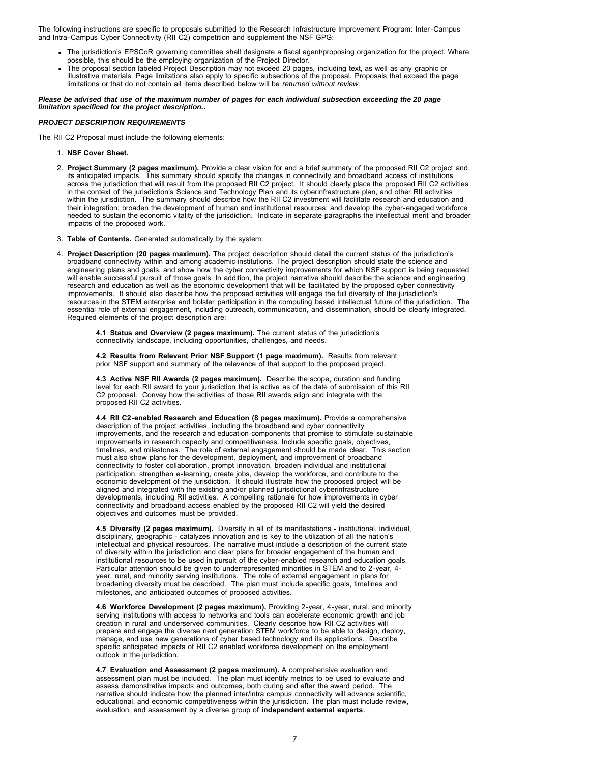The following instructions are specific to proposals submitted to the Research Infrastructure Improvement Program: Inter-Campus and Intra-Campus Cyber Connectivity (RII C2) competition and supplement the NSF GPG:

- The jurisdiction's EPSCoR governing committee shall designate a fiscal agent/proposing organization for the project. Where possible, this should be the employing organization of the Project Director.
- The proposal section labeled Project Description may not exceed 20 pages, including text, as well as any graphic or illustrative materials. Page limitations also apply to specific subsections of the proposal. Proposals that exceed the page limitations or that do not contain all items described below will be *returned without review.*

***Please be advised that use of the maximum number of pages for each individual subsection exceeding the 20 page limitation specificed for the project description..***

***PROJECT DESCRIPTION REQUIREMENTS***

The RII C2 Proposal must include the following elements:

1. **NSF Cover Sheet.**
2. **Project Summary (2 pages maximum).** Provide a clear vision for and a brief summary of the proposed RII C2 project and its anticipated impacts. This summary should specify the changes in connectivity and broadband access of institutions across the jurisdiction that will result from the proposed RII C2 project. It should clearly place the proposed RII C2 activities in the context of the jurisdiction's Science and Technology Plan and its cyberinfrastructure plan, and other RII activities within the jurisdiction. The summary should describe how the RII C2 investment will facilitate research and education and their integration; broaden the development of human and institutional resources; and develop the cyber-engaged workforce needed to sustain the economic vitality of the jurisdiction. Indicate in separate paragraphs the intellectual merit and broader impacts of the proposed work.
3. **Table of Contents.** Generated automatically by the system.
4. **Project Description (20 pages maximum).** The project description should detail the current status of the jurisdiction's broadband connectivity within and among academic institutions. The project description should state the science and engineering plans and goals, and show how the cyber connectivity improvements for which NSF support is being requested will enable successful pursuit of those goals. In addition, the project narrative should describe the science and engineering research and education as well as the economic development that will be facilitated by the proposed cyber connectivity improvements. It should also describe how the proposed activities will engage the full diversity of the jurisdiction's resources in the STEM enterprise and bolster participation in the computing based intellectual future of the jurisdiction. The essential role of external engagement, including outreach, communication, and dissemination, should be clearly integrated. Required elements of the project description are:

    **4.1 Status and Overview (2 pages maximum).** The current status of the jurisdiction's connectivity landscape, including opportunities, challenges, and needs.

    **4.2 Results from Relevant Prior NSF Support (1 page maximum).** Results from relevant prior NSF support and summary of the relevance of that support to the proposed project.

    **4.3 Active NSF RII Awards (2 pages maximum).** Describe the scope, duration and funding level for each RII award to your jurisdiction that is active as of the date of submission of this RII C2 proposal. Convey how the activities of those RII awards align and integrate with the proposed RII C2 activities.

    **4.4 RII C2-enabled Research and Education (8 pages maximum).** Provide a comprehensive description of the project activities, including the broadband and cyber connectivity improvements, and the research and education components that promise to stimulate sustainable improvements in research capacity and competitiveness. Include specific goals, objectives, timelines, and milestones. The role of external engagement should be made clear. This section must also show plans for the development, deployment, and improvement of broadband connectivity to foster collaboration, prompt innovation, broaden individual and institutional participation, strengthen e-learning, create jobs, develop the workforce, and contribute to the economic development of the jurisdiction. It should illustrate how the proposed project will be aligned and integrated with the existing and/or planned jurisdictional cyberinfrastructure developments, including RII activities. A compelling rationale for how improvements in cyber connectivity and broadband access enabled by the proposed RII C2 will yield the desired objectives and outcomes must be provided.

    **4.5 Diversity (2 pages maximum).** Diversity in all of its manifestations - institutional, individual, disciplinary, geographic - catalyzes innovation and is key to the utilization of all the nation's intellectual and physical resources. The narrative must include a description of the current state of diversity within the jurisdiction and clear plans for broader engagement of the human and institutional resources to be used in pursuit of the cyber-enabled research and education goals. Particular attention should be given to underrepresented minorities in STEM and to 2-year, 4-year, rural, and minority serving institutions. The role of external engagement in plans for broadening diversity must be described. The plan must include specific goals, timelines and milestones, and anticipated outcomes of proposed activities.

    **4.6 Workforce Development (2 pages maximum).** Providing 2-year, 4-year, rural, and minority serving institutions with access to networks and tools can accelerate economic growth and job creation in rural and underserved communities. Clearly describe how RII C2 activities will prepare and engage the diverse next generation STEM workforce to be able to design, deploy, manage, and use new generations of cyber based technology and its applications. Describe specific anticipated impacts of RII C2 enabled workforce development on the employment outlook in the jurisdiction.

    **4.7 Evaluation and Assessment (2 pages maximum).** A comprehensive evaluation and assessment plan must be included. The plan must identify metrics to be used to evaluate and assess demonstrative impacts and outcomes, both during and after the award period. The narrative should indicate how the planned inter/intra campus connectivity will advance scientific, educational, and economic competitiveness within the jurisdiction. The plan must include review, evaluation, and assessment by a diverse group of **independent external experts**.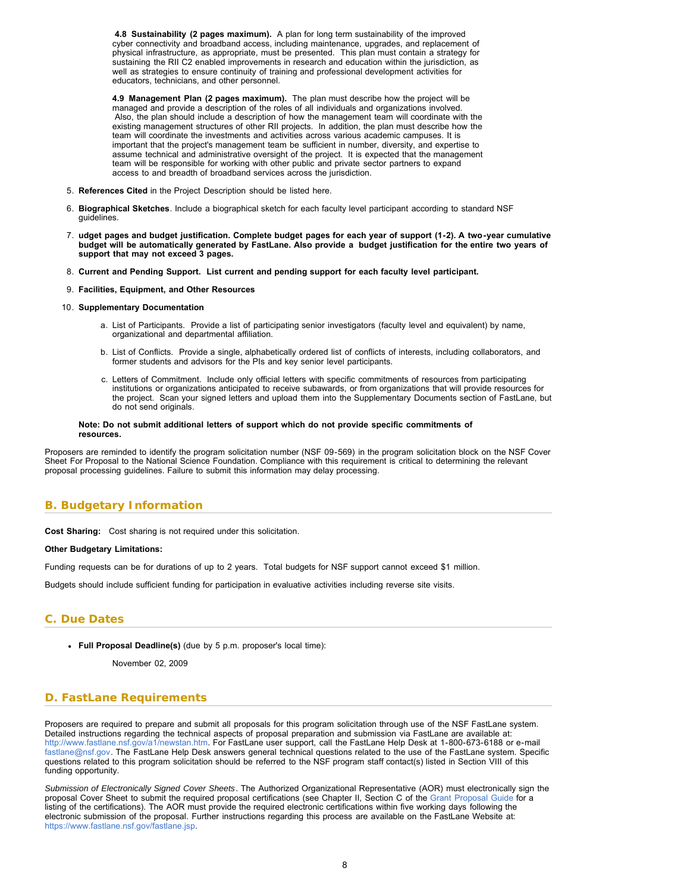**4.8 Sustainability (2 pages maximum).** A plan for long term sustainability of the improved cyber connectivity and broadband access, including maintenance, upgrades, and replacement of physical infrastructure, as appropriate, must be presented. This plan must contain a strategy for sustaining the RII C2 enabled improvements in research and education within the jurisdiction, as well as strategies to ensure continuity of training and professional development activities for educators, technicians, and other personnel.

**4.9 Management Plan (2 pages maximum).** The plan must describe how the project will be managed and provide a description of the roles of all individuals and organizations involved. Also, the plan should include a description of how the management team will coordinate with the existing management structures of other RII projects. In addition, the plan must describe how the team will coordinate the investments and activities across various academic campuses. It is important that the project's management team be sufficient in number, diversity, and expertise to assume technical and administrative oversight of the project. It is expected that the management team will be responsible for working with other public and private sector partners to expand access to and breadth of broadband services across the jurisdiction.

5. **References Cited** in the Project Description should be listed here.
6. **Biographical Sketches**. Include a biographical sketch for each faculty level participant according to standard NSF guidelines.
7. **udget pages and budget justification. Complete budget pages for each year of support (1-2). A two-year cumulative budget will be automatically generated by FastLane. Also provide a budget justification for the entire two years of support that may not exceed 3 pages.**
8. **Current and Pending Support. List current and pending support for each faculty level participant.**
9. **Facilities, Equipment, and Other Resources**
10. **Supplementary Documentation**
    a. List of Participants. Provide a list of participating senior investigators (faculty level and equivalent) by name, organizational and departmental affiliation.
    b. List of Conflicts. Provide a single, alphabetically ordered list of conflicts of interests, including collaborators, and former students and advisors for the PIs and key senior level participants.
    c. Letters of Commitment. Include only official letters with specific commitments of resources from participating institutions or organizations anticipated to receive subawards, or from organizations that will provide resources for the project. Scan your signed letters and upload them into the Supplementary Documents section of FastLane, but do not send originals.

    **Note: Do not submit additional letters of support which do not provide specific commitments of resources.**

Proposers are reminded to identify the program solicitation number (NSF 09-569) in the program solicitation block on the NSF Cover Sheet For Proposal to the National Science Foundation. Compliance with this requirement is critical to determining the relevant proposal processing guidelines. Failure to submit this information may delay processing.

## B. Budgetary Information

**Cost Sharing:** Cost sharing is not required under this solicitation.

**Other Budgetary Limitations:**

Funding requests can be for durations of up to 2 years. Total budgets for NSF support cannot exceed $1 million.

Budgets should include sufficient funding for participation in evaluative activities including reverse site visits.

## C. Due Dates

- **Full Proposal Deadline(s)** (due by 5 p.m. proposer's local time):

  November 02, 2009

## D. FastLane Requirements

Proposers are required to prepare and submit all proposals for this program solicitation through use of the NSF FastLane system. Detailed instructions regarding the technical aspects of proposal preparation and submission via FastLane are available at: http://www.fastlane.nsf.gov/a1/newstan.htm. For FastLane user support, call the FastLane Help Desk at 1-800-673-6188 or e-mail fastlane@nsf.gov. The FastLane Help Desk answers general technical questions related to the use of the FastLane system. Specific questions related to this program solicitation should be referred to the NSF program staff contact(s) listed in Section VIII of this funding opportunity.

*Submission of Electronically Signed Cover Sheets*. The Authorized Organizational Representative (AOR) must electronically sign the proposal Cover Sheet to submit the required proposal certifications (see Chapter II, Section C of the Grant Proposal Guide for a listing of the certifications). The AOR must provide the required electronic certifications within five working days following the electronic submission of the proposal. Further instructions regarding this process are available on the FastLane Website at: https://www.fastlane.nsf.gov/fastlane.jsp.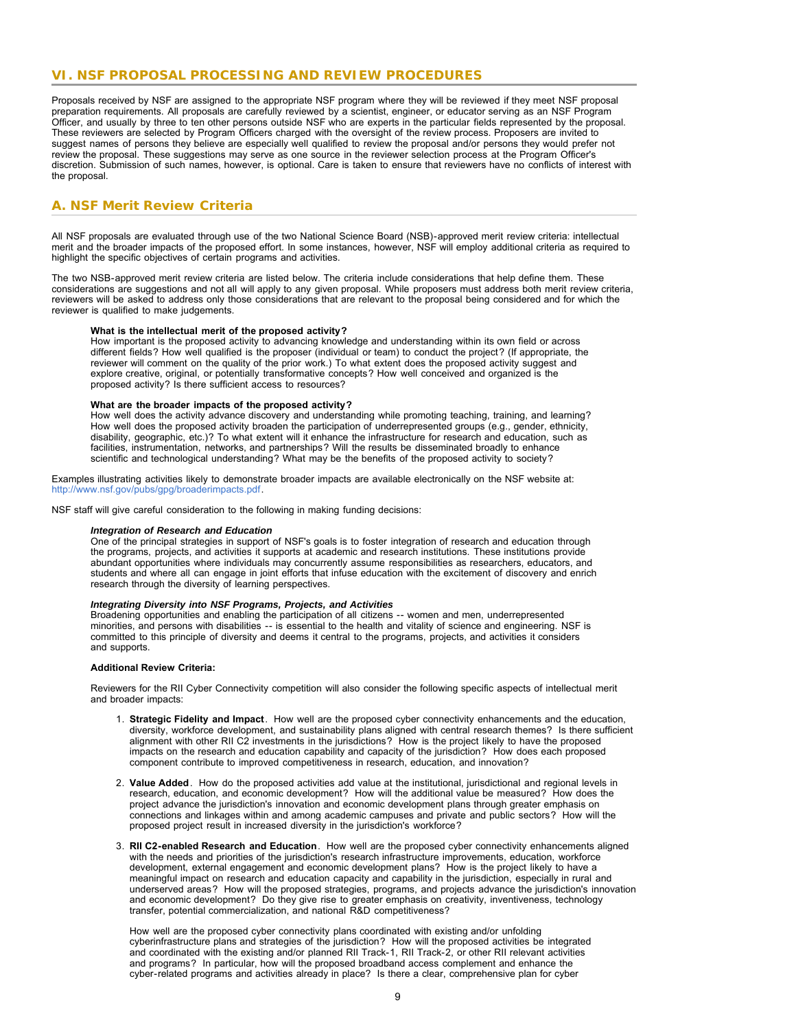## VI. NSF PROPOSAL PROCESSING AND REVIEW PROCEDURES

Proposals received by NSF are assigned to the appropriate NSF program where they will be reviewed if they meet NSF proposal preparation requirements. All proposals are carefully reviewed by a scientist, engineer, or educator serving as an NSF Program Officer, and usually by three to ten other persons outside NSF who are experts in the particular fields represented by the proposal. These reviewers are selected by Program Officers charged with the oversight of the review process. Proposers are invited to suggest names of persons they believe are especially well qualified to review the proposal and/or persons they would prefer not review the proposal. These suggestions may serve as one source in the reviewer selection process at the Program Officer's discretion. Submission of such names, however, is optional. Care is taken to ensure that reviewers have no conflicts of interest with the proposal.

### A. NSF Merit Review Criteria

All NSF proposals are evaluated through use of the two National Science Board (NSB)-approved merit review criteria: intellectual merit and the broader impacts of the proposed effort. In some instances, however, NSF will employ additional criteria as required to highlight the specific objectives of certain programs and activities.

The two NSB-approved merit review criteria are listed below. The criteria include considerations that help define them. These considerations are suggestions and not all will apply to any given proposal. While proposers must address both merit review criteria, reviewers will be asked to address only those considerations that are relevant to the proposal being considered and for which the reviewer is qualified to make judgements.

**What is the intellectual merit of the proposed activity?**
How important is the proposed activity to advancing knowledge and understanding within its own field or across different fields? How well qualified is the proposer (individual or team) to conduct the project? (If appropriate, the reviewer will comment on the quality of the prior work.) To what extent does the proposed activity suggest and explore creative, original, or potentially transformative concepts? How well conceived and organized is the proposed activity? Is there sufficient access to resources?

**What are the broader impacts of the proposed activity?**
How well does the activity advance discovery and understanding while promoting teaching, training, and learning? How well does the proposed activity broaden the participation of underrepresented groups (e.g., gender, ethnicity, disability, geographic, etc.)? To what extent will it enhance the infrastructure for research and education, such as facilities, instrumentation, networks, and partnerships? Will the results be disseminated broadly to enhance scientific and technological understanding? What may be the benefits of the proposed activity to society?

Examples illustrating activities likely to demonstrate broader impacts are available electronically on the NSF website at: http://www.nsf.gov/pubs/gpg/broaderimpacts.pdf.

NSF staff will give careful consideration to the following in making funding decisions:

***Integration of Research and Education***
One of the principal strategies in support of NSF's goals is to foster integration of research and education through the programs, projects, and activities it supports at academic and research institutions. These institutions provide abundant opportunities where individuals may concurrently assume responsibilities as researchers, educators, and students and where all can engage in joint efforts that infuse education with the excitement of discovery and enrich research through the diversity of learning perspectives.

***Integrating Diversity into NSF Programs, Projects, and Activities***
Broadening opportunities and enabling the participation of all citizens -- women and men, underrepresented minorities, and persons with disabilities -- is essential to the health and vitality of science and engineering. NSF is committed to this principle of diversity and deems it central to the programs, projects, and activities it considers and supports.

**Additional Review Criteria:**

Reviewers for the RII Cyber Connectivity competition will also consider the following specific aspects of intellectual merit and broader impacts:

1. **Strategic Fidelity and Impact**. How well are the proposed cyber connectivity enhancements and the education, diversity, workforce development, and sustainability plans aligned with central research themes? Is there sufficient alignment with other RII C2 investments in the jurisdictions? How is the project likely to have the proposed impacts on the research and education capability and capacity of the jurisdiction? How does each proposed component contribute to improved competitiveness in research, education, and innovation?

2. **Value Added**. How do the proposed activities add value at the institutional, jurisdictional and regional levels in research, education, and economic development? How will the additional value be measured? How does the project advance the jurisdiction's innovation and economic development plans through greater emphasis on connections and linkages within and among academic campuses and private and public sectors? How will the proposed project result in increased diversity in the jurisdiction's workforce?

3. **RII C2-enabled Research and Education**. How well are the proposed cyber connectivity enhancements aligned with the needs and priorities of the jurisdiction's research infrastructure improvements, education, workforce development, external engagement and economic development plans? How is the project likely to have a meaningful impact on research and education capacity and capability in the jurisdiction, especially in rural and underserved areas? How will the proposed strategies, programs, and projects advance the jurisdiction's innovation and economic development? Do they give rise to greater emphasis on creativity, inventiveness, technology transfer, potential commercialization, and national R&D competitiveness?

   How well are the proposed cyber connectivity plans coordinated with existing and/or unfolding cyberinfrastructure plans and strategies of the jurisdiction? How will the proposed activities be integrated and coordinated with the existing and/or planned RII Track-1, RII Track-2, or other RII relevant activities and programs? In particular, how will the proposed broadband access complement and enhance the cyber-related programs and activities already in place? Is there a clear, comprehensive plan for cyber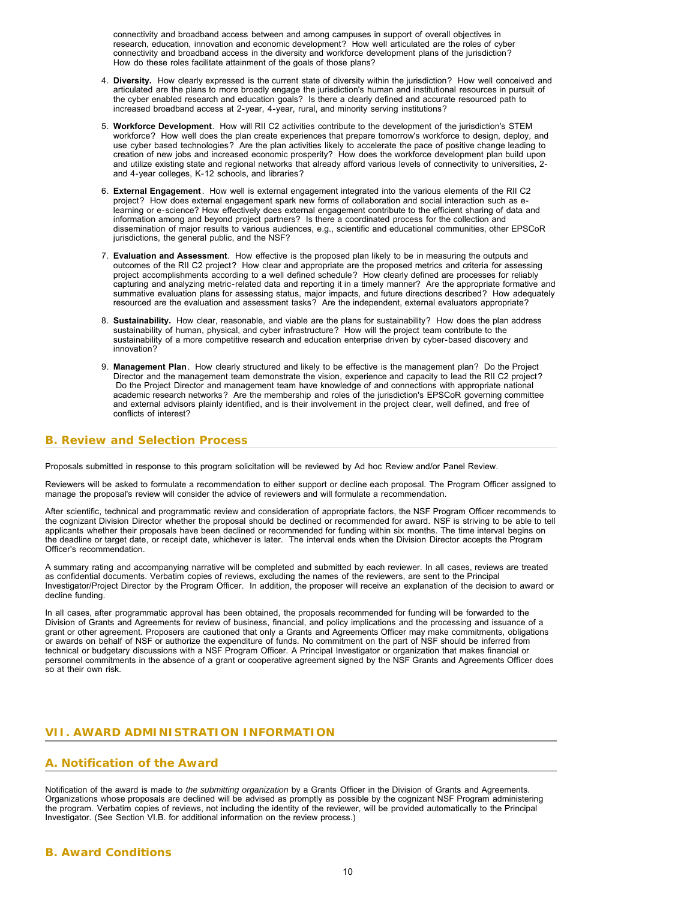connectivity and broadband access between and among campuses in support of overall objectives in research, education, innovation and economic development? How well articulated are the roles of cyber connectivity and broadband access in the diversity and workforce development plans of the jurisdiction? How do these roles facilitate attainment of the goals of those plans?

4. **Diversity.** How clearly expressed is the current state of diversity within the jurisdiction? How well conceived and articulated are the plans to more broadly engage the jurisdiction's human and institutional resources in pursuit of the cyber enabled research and education goals? Is there a clearly defined and accurate resourced path to increased broadband access at 2-year, 4-year, rural, and minority serving institutions?
5. **Workforce Development**. How will RII C2 activities contribute to the development of the jurisdiction's STEM workforce? How well does the plan create experiences that prepare tomorrow's workforce to design, deploy, and use cyber based technologies? Are the plan activities likely to accelerate the pace of positive change leading to creation of new jobs and increased economic prosperity? How does the workforce development plan build upon and utilize existing state and regional networks that already afford various levels of connectivity to universities, 2- and 4-year colleges, K-12 schools, and libraries?
6. **External Engagement**. How well is external engagement integrated into the various elements of the RII C2 project? How does external engagement spark new forms of collaboration and social interaction such as e-learning or e-science? How effectively does external engagement contribute to the efficient sharing of data and information among and beyond project partners? Is there a coordinated process for the collection and dissemination of major results to various audiences, e.g., scientific and educational communities, other EPSCoR jurisdictions, the general public, and the NSF?
7. **Evaluation and Assessment**. How effective is the proposed plan likely to be in measuring the outputs and outcomes of the RII C2 project? How clear and appropriate are the proposed metrics and criteria for assessing project accomplishments according to a well defined schedule? How clearly defined are processes for reliably capturing and analyzing metric-related data and reporting it in a timely manner? Are the appropriate formative and summative evaluation plans for assessing status, major impacts, and future directions described? How adequately resourced are the evaluation and assessment tasks? Are the independent, external evaluators appropriate?
8. **Sustainability.** How clear, reasonable, and viable are the plans for sustainability? How does the plan address sustainability of human, physical, and cyber infrastructure? How will the project team contribute to the sustainability of a more competitive research and education enterprise driven by cyber-based discovery and innovation?
9. **Management Plan**. How clearly structured and likely to be effective is the management plan? Do the Project Director and the management team demonstrate the vision, experience and capacity to lead the RII C2 project? Do the Project Director and management team have knowledge of and connections with appropriate national academic research networks? Are the membership and roles of the jurisdiction's EPSCoR governing committee and external advisors plainly identified, and is their involvement in the project clear, well defined, and free of conflicts of interest?

## B. Review and Selection Process

Proposals submitted in response to this program solicitation will be reviewed by Ad hoc Review and/or Panel Review.

Reviewers will be asked to formulate a recommendation to either support or decline each proposal. The Program Officer assigned to manage the proposal's review will consider the advice of reviewers and will formulate a recommendation.

After scientific, technical and programmatic review and consideration of appropriate factors, the NSF Program Officer recommends to the cognizant Division Director whether the proposal should be declined or recommended for award. NSF is striving to be able to tell applicants whether their proposals have been declined or recommended for funding within six months. The time interval begins on the deadline or target date, or receipt date, whichever is later. The interval ends when the Division Director accepts the Program Officer's recommendation.

A summary rating and accompanying narrative will be completed and submitted by each reviewer. In all cases, reviews are treated as confidential documents. Verbatim copies of reviews, excluding the names of the reviewers, are sent to the Principal Investigator/Project Director by the Program Officer. In addition, the proposer will receive an explanation of the decision to award or decline funding.

In all cases, after programmatic approval has been obtained, the proposals recommended for funding will be forwarded to the Division of Grants and Agreements for review of business, financial, and policy implications and the processing and issuance of a grant or other agreement. Proposers are cautioned that only a Grants and Agreements Officer may make commitments, obligations or awards on behalf of NSF or authorize the expenditure of funds. No commitment on the part of NSF should be inferred from technical or budgetary discussions with a NSF Program Officer. A Principal Investigator or organization that makes financial or personnel commitments in the absence of a grant or cooperative agreement signed by the NSF Grants and Agreements Officer does so at their own risk.

# VII. AWARD ADMINISTRATION INFORMATION

## A. Notification of the Award

Notification of the award is made to *the submitting organization* by a Grants Officer in the Division of Grants and Agreements. Organizations whose proposals are declined will be advised as promptly as possible by the cognizant NSF Program administering the program. Verbatim copies of reviews, not including the identity of the reviewer, will be provided automatically to the Principal Investigator. (See Section VI.B. for additional information on the review process.)

## B. Award Conditions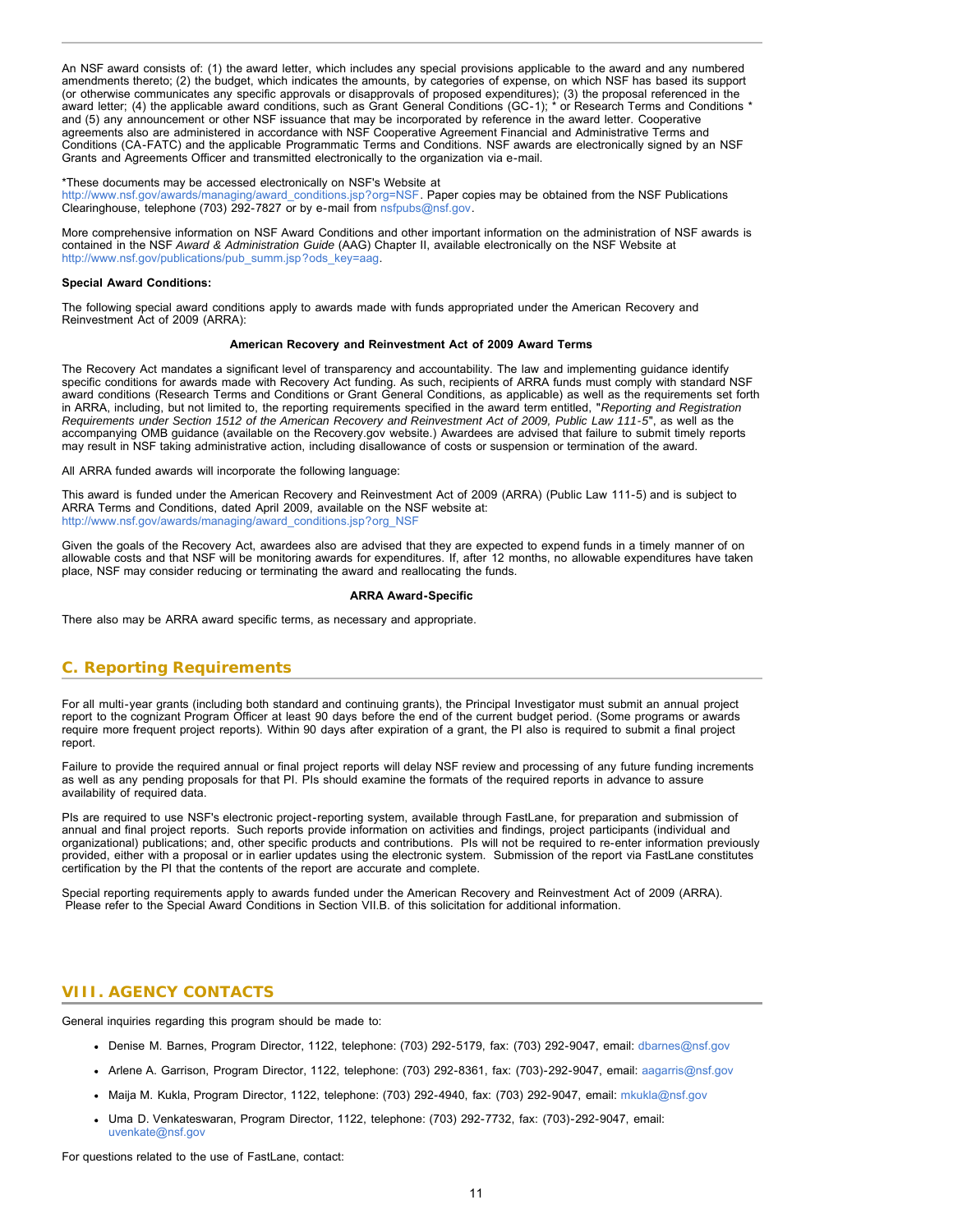An NSF award consists of: (1) the award letter, which includes any special provisions applicable to the award and any numbered amendments thereto; (2) the budget, which indicates the amounts, by categories of expense, on which NSF has based its support (or otherwise communicates any specific approvals or disapprovals of proposed expenditures); (3) the proposal referenced in the award letter; (4) the applicable award conditions, such as Grant General Conditions (GC-1); * or Research Terms and Conditions * and (5) any announcement or other NSF issuance that may be incorporated by reference in the award letter. Cooperative agreements also are administered in accordance with NSF Cooperative Agreement Financial and Administrative Terms and Conditions (CA-FATC) and the applicable Programmatic Terms and Conditions. NSF awards are electronically signed by an NSF Grants and Agreements Officer and transmitted electronically to the organization via e-mail.

*These documents may be accessed electronically on NSF's Website at http://www.nsf.gov/awards/managing/award_conditions.jsp?org=NSF. Paper copies may be obtained from the NSF Publications Clearinghouse, telephone (703) 292-7827 or by e-mail from nsfpubs@nsf.gov.

More comprehensive information on NSF Award Conditions and other important information on the administration of NSF awards is contained in the NSF *Award & Administration Guide* (AAG) Chapter II, available electronically on the NSF Website at http://www.nsf.gov/publications/pub_summ.jsp?ods_key=aag.

**Special Award Conditions:**

The following special award conditions apply to awards made with funds appropriated under the American Recovery and Reinvestment Act of 2009 (ARRA):

**American Recovery and Reinvestment Act of 2009 Award Terms**

The Recovery Act mandates a significant level of transparency and accountability. The law and implementing guidance identify specific conditions for awards made with Recovery Act funding. As such, recipients of ARRA funds must comply with standard NSF award conditions (Research Terms and Conditions or Grant General Conditions, as applicable) as well as the requirements set forth in ARRA, including, but not limited to, the reporting requirements specified in the award term entitled, "*Reporting and Registration Requirements under Section 1512 of the American Recovery and Reinvestment Act of 2009, Public Law 111-5*", as well as the accompanying OMB guidance (available on the Recovery.gov website.) Awardees are advised that failure to submit timely reports may result in NSF taking administrative action, including disallowance of costs or suspension or termination of the award.

All ARRA funded awards will incorporate the following language:

This award is funded under the American Recovery and Reinvestment Act of 2009 (ARRA) (Public Law 111-5) and is subject to ARRA Terms and Conditions, dated April 2009, available on the NSF website at: http://www.nsf.gov/awards/managing/award_conditions.jsp?org_NSF

Given the goals of the Recovery Act, awardees also are advised that they are expected to expend funds in a timely manner of on allowable costs and that NSF will be monitoring awards for expenditures. If, after 12 months, no allowable expenditures have taken place, NSF may consider reducing or terminating the award and reallocating the funds.

**ARRA Award-Specific**

There also may be ARRA award specific terms, as necessary and appropriate.

## C. Reporting Requirements

For all multi-year grants (including both standard and continuing grants), the Principal Investigator must submit an annual project report to the cognizant Program Officer at least 90 days before the end of the current budget period. (Some programs or awards require more frequent project reports). Within 90 days after expiration of a grant, the PI also is required to submit a final project report.

Failure to provide the required annual or final project reports will delay NSF review and processing of any future funding increments as well as any pending proposals for that PI. PIs should examine the formats of the required reports in advance to assure availability of required data.

PIs are required to use NSF's electronic project-reporting system, available through FastLane, for preparation and submission of annual and final project reports. Such reports provide information on activities and findings, project participants (individual and organizational) publications; and, other specific products and contributions. PIs will not be required to re-enter information previously provided, either with a proposal or in earlier updates using the electronic system. Submission of the report via FastLane constitutes certification by the PI that the contents of the report are accurate and complete.

Special reporting requirements apply to awards funded under the American Recovery and Reinvestment Act of 2009 (ARRA). Please refer to the Special Award Conditions in Section VII.B. of this solicitation for additional information.

# VIII. AGENCY CONTACTS

General inquiries regarding this program should be made to:

- Denise M. Barnes, Program Director, 1122, telephone: (703) 292-5179, fax: (703) 292-9047, email: dbarnes@nsf.gov
- Arlene A. Garrison, Program Director, 1122, telephone: (703) 292-8361, fax: (703)-292-9047, email: aagarris@nsf.gov
- Maija M. Kukla, Program Director, 1122, telephone: (703) 292-4940, fax: (703) 292-9047, email: mkukla@nsf.gov
- Uma D. Venkateswaran, Program Director, 1122, telephone: (703) 292-7732, fax: (703)-292-9047, email: uvenkate@nsf.gov

For questions related to the use of FastLane, contact: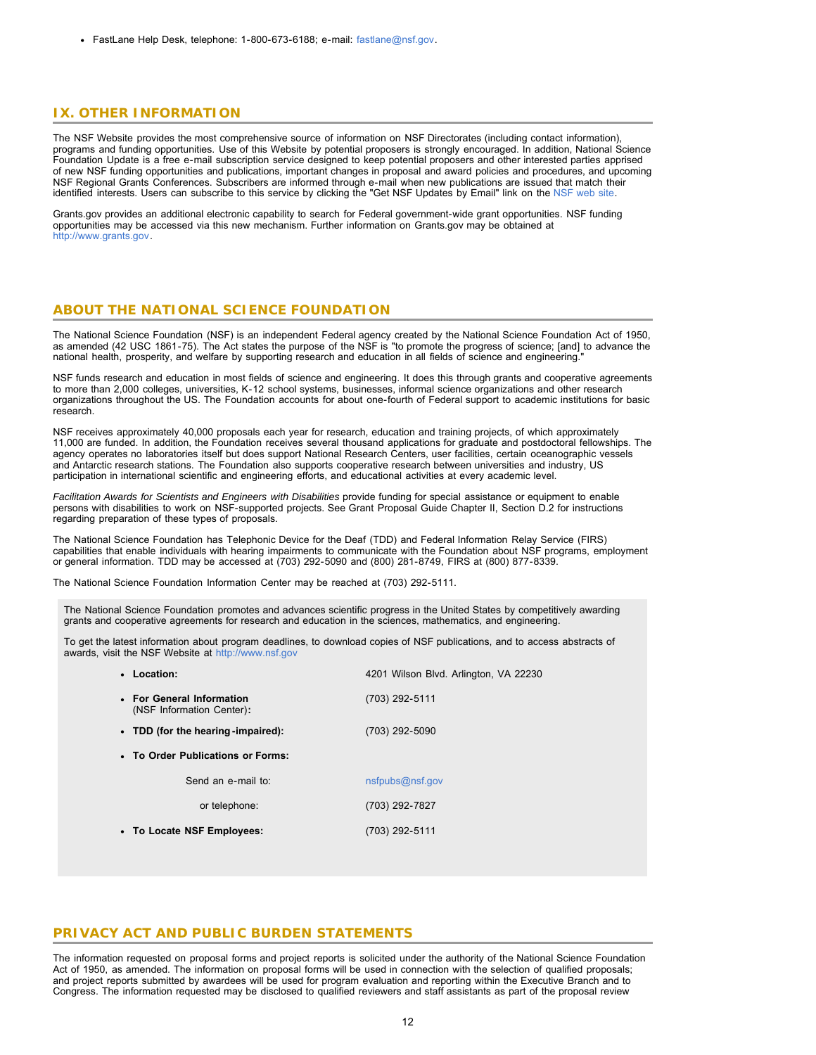- FastLane Help Desk, telephone: 1-800-673-6188; e-mail: fastlane@nsf.gov.

## IX. OTHER INFORMATION

The NSF Website provides the most comprehensive source of information on NSF Directorates (including contact information), programs and funding opportunities. Use of this Website by potential proposers is strongly encouraged. In addition, National Science Foundation Update is a free e-mail subscription service designed to keep potential proposers and other interested parties apprised of new NSF funding opportunities and publications, important changes in proposal and award policies and procedures, and upcoming NSF Regional Grants Conferences. Subscribers are informed through e-mail when new publications are issued that match their identified interests. Users can subscribe to this service by clicking the "Get NSF Updates by Email" link on the NSF web site.

Grants.gov provides an additional electronic capability to search for Federal government-wide grant opportunities. NSF funding opportunities may be accessed via this new mechanism. Further information on Grants.gov may be obtained at http://www.grants.gov.

## ABOUT THE NATIONAL SCIENCE FOUNDATION

The National Science Foundation (NSF) is an independent Federal agency created by the National Science Foundation Act of 1950, as amended (42 USC 1861-75). The Act states the purpose of the NSF is "to promote the progress of science; [and] to advance the national health, prosperity, and welfare by supporting research and education in all fields of science and engineering."

NSF funds research and education in most fields of science and engineering. It does this through grants and cooperative agreements to more than 2,000 colleges, universities, K-12 school systems, businesses, informal science organizations and other research organizations throughout the US. The Foundation accounts for about one-fourth of Federal support to academic institutions for basic research.

NSF receives approximately 40,000 proposals each year for research, education and training projects, of which approximately 11,000 are funded. In addition, the Foundation receives several thousand applications for graduate and postdoctoral fellowships. The agency operates no laboratories itself but does support National Research Centers, user facilities, certain oceanographic vessels and Antarctic research stations. The Foundation also supports cooperative research between universities and industry, US participation in international scientific and engineering efforts, and educational activities at every academic level.

*Facilitation Awards for Scientists and Engineers with Disabilities* provide funding for special assistance or equipment to enable persons with disabilities to work on NSF-supported projects. See Grant Proposal Guide Chapter II, Section D.2 for instructions regarding preparation of these types of proposals.

The National Science Foundation has Telephonic Device for the Deaf (TDD) and Federal Information Relay Service (FIRS) capabilities that enable individuals with hearing impairments to communicate with the Foundation about NSF programs, employment or general information. TDD may be accessed at (703) 292-5090 and (800) 281-8749, FIRS at (800) 877-8339.

The National Science Foundation Information Center may be reached at (703) 292-5111.

The National Science Foundation promotes and advances scientific progress in the United States by competitively awarding grants and cooperative agreements for research and education in the sciences, mathematics, and engineering.

To get the latest information about program deadlines, to download copies of NSF publications, and to access abstracts of awards, visit the NSF Website at http://www.nsf.gov

- **Location:** 4201 Wilson Blvd. Arlington, VA 22230
- **For General Information** (NSF Information Center)**:** (703) 292-5111
- **TDD (for the hearing-impaired):** (703) 292-5090
- **To Order Publications or Forms:**
  - Send an e-mail to: nsfpubs@nsf.gov
  - or telephone: (703) 292-7827
- **To Locate NSF Employees:** (703) 292-5111

## PRIVACY ACT AND PUBLIC BURDEN STATEMENTS

The information requested on proposal forms and project reports is solicited under the authority of the National Science Foundation Act of 1950, as amended. The information on proposal forms will be used in connection with the selection of qualified proposals; and project reports submitted by awardees will be used for program evaluation and reporting within the Executive Branch and to Congress. The information requested may be disclosed to qualified reviewers and staff assistants as part of the proposal review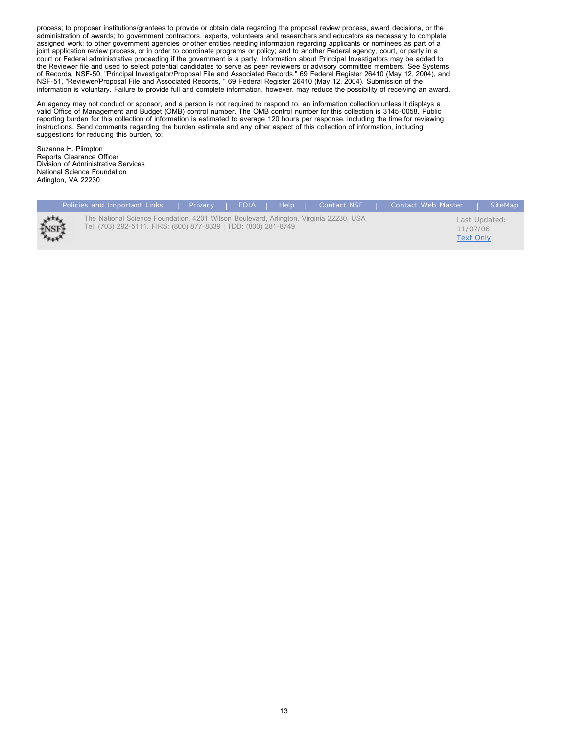process; to proposer institutions/grantees to provide or obtain data regarding the proposal review process, award decisions, or the administration of awards; to government contractors, experts, volunteers and researchers and educators as necessary to complete assigned work; to other government agencies or other entities needing information regarding applicants or nominees as part of a joint application review process, or in order to coordinate programs or policy; and to another Federal agency, court, or party in a court or Federal administrative proceeding if the government is a party. Information about Principal Investigators may be added to the Reviewer file and used to select potential candidates to serve as peer reviewers or advisory committee members. See Systems of Records, NSF-50, "Principal Investigator/Proposal File and Associated Records," 69 Federal Register 26410 (May 12, 2004), and NSF-51, "Reviewer/Proposal File and Associated Records, " 69 Federal Register 26410 (May 12, 2004). Submission of the information is voluntary. Failure to provide full and complete information, however, may reduce the possibility of receiving an award.

An agency may not conduct or sponsor, and a person is not required to respond to, an information collection unless it displays a valid Office of Management and Budget (OMB) control number. The OMB control number for this collection is 3145-0058. Public reporting burden for this collection of information is estimated to average 120 hours per response, including the time for reviewing instructions. Send comments regarding the burden estimate and any other aspect of this collection of information, including suggestions for reducing this burden, to:

Suzanne H. Plimpton  
Reports Clearance Officer  
Division of Administrative Services  
National Science Foundation  
Arlington, VA 22230

Policies and Important Links | Privacy | FOIA | Help | Contact NSF | Contact Web Master | SiteMap

The National Science Foundation, 4201 Wilson Boulevard, Arlington, Virginia 22230, USA  
Tel: (703) 292-5111, FIRS: (800) 877-8339 | TDD: (800) 281-8749

Last Updated: 11/07/06  
Text Only